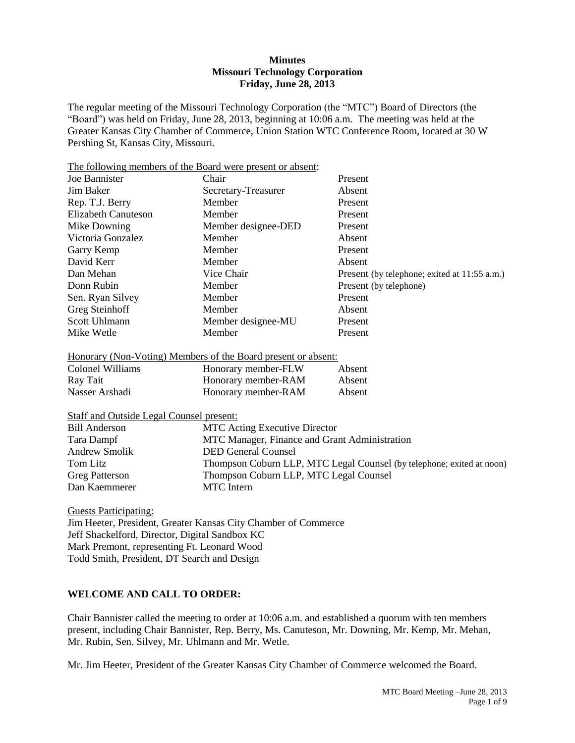**Minutes**
**Missouri Technology Corporation**
**Friday, June 28, 2013**

The regular meeting of the Missouri Technology Corporation (the "MTC") Board of Directors (the "Board") was held on Friday, June 28, 2013, beginning at 10:06 a.m. The meeting was held at the Greater Kansas City Chamber of Commerce, Union Station WTC Conference Room, located at 30 W Pershing St, Kansas City, Missouri.

The following members of the Board were present or absent:

| | | |
|---|---|---|
| Joe Bannister | Chair | Present |
| Jim Baker | Secretary-Treasurer | Absent |
| Rep. T.J. Berry | Member | Present |
| Elizabeth Canuteson | Member | Present |
| Mike Downing | Member designee-DED | Present |
| Victoria Gonzalez | Member | Absent |
| Garry Kemp | Member | Present |
| David Kerr | Member | Absent |
| Dan Mehan | Vice Chair | Present (by telephone; exited at 11:55 a.m.) |
| Donn Rubin | Member | Present (by telephone) |
| Sen. Ryan Silvey | Member | Present |
| Greg Steinhoff | Member | Absent |
| Scott Uhlmann | Member designee-MU | Present |
| Mike Wetle | Member | Present |

Honorary (Non-Voting) Members of the Board present or absent:

| | | |
|---|---|---|
| Colonel Williams | Honorary member-FLW | Absent |
| Ray Tait | Honorary member-RAM | Absent |
| Nasser Arshadi | Honorary member-RAM | Absent |

Staff and Outside Legal Counsel present:

| | |
|---|---|
| Bill Anderson | MTC Acting Executive Director |
| Tara Dampf | MTC Manager, Finance and Grant Administration |
| Andrew Smolik | DED General Counsel |
| Tom Litz | Thompson Coburn LLP, MTC Legal Counsel (by telephone; exited at noon) |
| Greg Patterson | Thompson Coburn LLP, MTC Legal Counsel |
| Dan Kaemmerer | MTC Intern |

Guests Participating:

Jim Heeter, President, Greater Kansas City Chamber of Commerce
Jeff Shackelford, Director, Digital Sandbox KC
Mark Premont, representing Ft. Leonard Wood
Todd Smith, President, DT Search and Design

## WELCOME AND CALL TO ORDER:

Chair Bannister called the meeting to order at 10:06 a.m. and established a quorum with ten members present, including Chair Bannister, Rep. Berry, Ms. Canuteson, Mr. Downing, Mr. Kemp, Mr. Mehan, Mr. Rubin, Sen. Silvey, Mr. Uhlmann and Mr. Wetle.

Mr. Jim Heeter, President of the Greater Kansas City Chamber of Commerce welcomed the Board.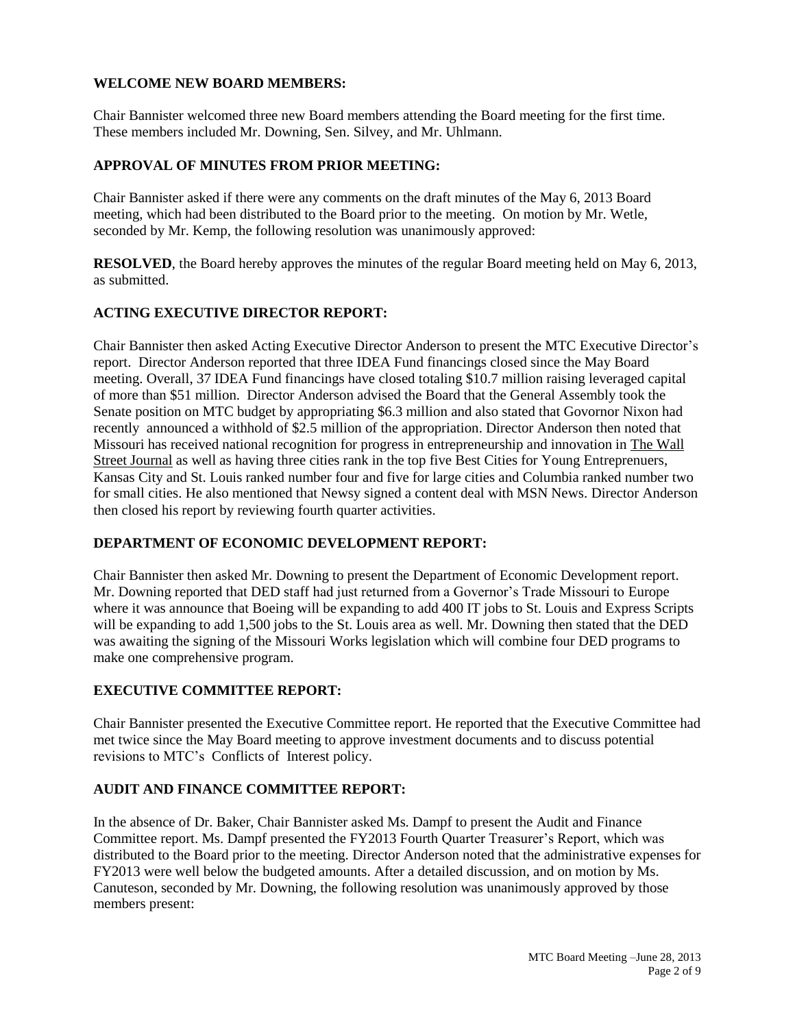## WELCOME NEW BOARD MEMBERS:

Chair Bannister welcomed three new Board members attending the Board meeting for the first time. These members included Mr. Downing, Sen. Silvey, and Mr. Uhlmann.

## APPROVAL OF MINUTES FROM PRIOR MEETING:

Chair Bannister asked if there were any comments on the draft minutes of the May 6, 2013 Board meeting, which had been distributed to the Board prior to the meeting. On motion by Mr. Wetle, seconded by Mr. Kemp, the following resolution was unanimously approved:

**RESOLVED**, the Board hereby approves the minutes of the regular Board meeting held on May 6, 2013, as submitted.

## ACTING EXECUTIVE DIRECTOR REPORT:

Chair Bannister then asked Acting Executive Director Anderson to present the MTC Executive Director's report. Director Anderson reported that three IDEA Fund financings closed since the May Board meeting. Overall, 37 IDEA Fund financings have closed totaling $10.7 million raising leveraged capital of more than $51 million. Director Anderson advised the Board that the General Assembly took the Senate position on MTC budget by appropriating $6.3 million and also stated that Govornor Nixon had recently announced a withhold of $2.5 million of the appropriation. Director Anderson then noted that Missouri has received national reconegnition for progress in entrepreneurship and innovation in The Wall Street Journal as well as having three cities rank in the top five Best Cities for Young Entreprenuers, Kansas City and St. Louis ranked number four and five for large cities and Columbia ranked number two for small cities. He also mentioned that Newsy signed a content deal with MSN News. Director Anderson then closed his report by reviewing fourth quarter activities.

## DEPARTMENT OF ECONOMIC DEVELOPMENT REPORT:

Chair Bannister then asked Mr. Downing to present the Department of Economic Development report. Mr. Downing reported that DED staff had just returned from a Governor's Trade Missouri to Europe where it was announce that Boeing will be expanding to add 400 IT jobs to St. Louis and Express Scripts will be expanding to add 1,500 jobs to the St. Louis area as well. Mr. Downing then stated that the DED was awaiting the signing of the Missouri Works legislation which will combine four DED programs to make one comprehensive program.

## EXECUTIVE COMMITTEE REPORT:

Chair Bannister presented the Executive Committee report. He reported that the Executive Committee had met twice since the May Board meeting to approve investment documents and to discuss potential revisions to MTC's Conflicts of Interest policy.

## AUDIT AND FINANCE COMMITTEE REPORT:

In the absence of Dr. Baker, Chair Bannister asked Ms. Dampf to present the Audit and Finance Committee report. Ms. Dampf presented the FY2013 Fourth Quarter Treasurer's Report, which was distributed to the Board prior to the meeting. Director Anderson noted that the administrative expenses for FY2013 were well below the budgeted amounts. After a detailed discussion, and on motion by Ms. Canuteson, seconded by Mr. Downing, the following resolution was unanimously approved by those members present: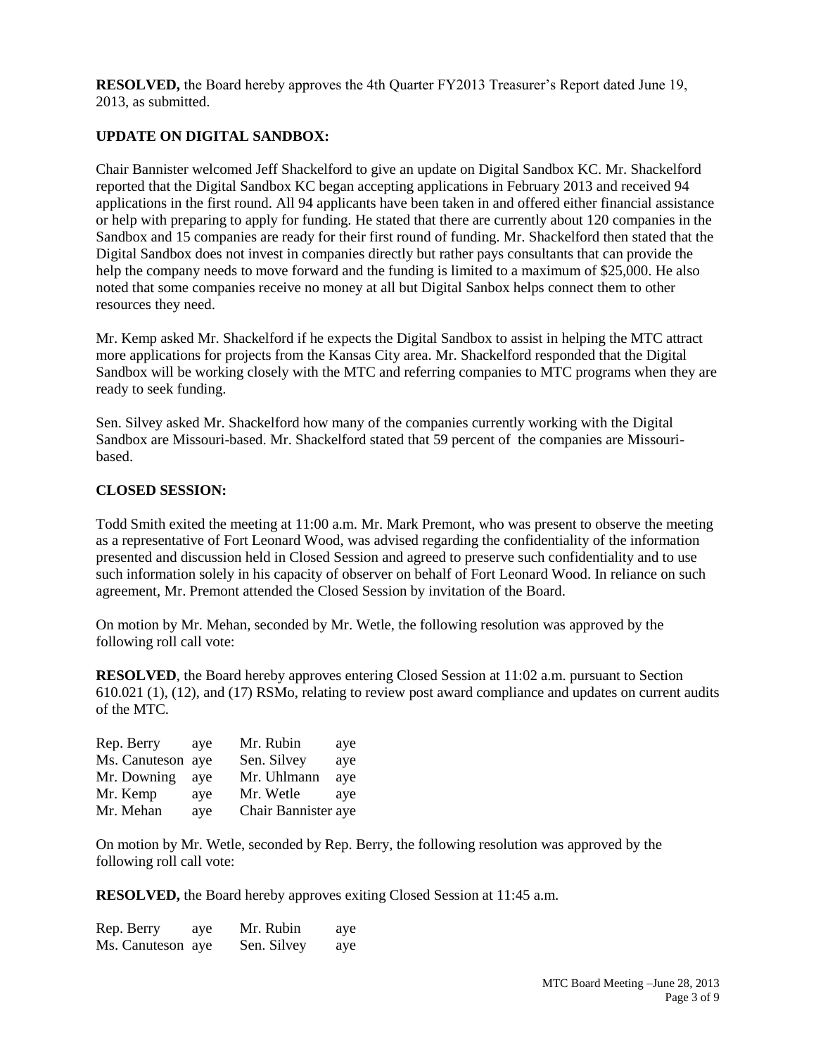**RESOLVED,** the Board hereby approves the 4th Quarter FY2013 Treasurer's Report dated June 19, 2013, as submitted.

**UPDATE ON DIGITAL SANDBOX:**

Chair Bannister welcomed Jeff Shackelford to give an update on Digital Sandbox KC. Mr. Shackelford reported that the Digital Sandbox KC began accepting applications in February 2013 and received 94 applications in the first round. All 94 applicants have been taken in and offered either financial assistance or help with preparing to apply for funding. He stated that there are currently about 120 companies in the Sandbox and 15 companies are ready for their first round of funding. Mr. Shackelford then stated that the Digital Sandbox does not invest in companies directly but rather pays consultants that can provide the help the company needs to move forward and the funding is limited to a maximum of $25,000. He also noted that some companies receive no money at all but Digital Sanbox helps connect them to other resources they need.

Mr. Kemp asked Mr. Shackelford if he expects the Digital Sandbox to assist in helping the MTC attract more applications for projects from the Kansas City area. Mr. Shackelford responded that the Digital Sandbox will be working closely with the MTC and referring companies to MTC programs when they are ready to seek funding.

Sen. Silvey asked Mr. Shackelford how many of the companies currently working with the Digital Sandbox are Missouri-based. Mr. Shackelford stated that 59 percent of the companies are Missouri-based.

**CLOSED SESSION:**

Todd Smith exited the meeting at 11:00 a.m. Mr. Mark Premont, who was present to observe the meeting as a representative of Fort Leonard Wood, was advised regarding the confidentiality of the information presented and discussion held in Closed Session and agreed to preserve such confidentiality and to use such information solely in his capacity of observer on behalf of Fort Leonard Wood. In reliance on such agreement, Mr. Premont attended the Closed Session by invitation of the Board.

On motion by Mr. Mehan, seconded by Mr. Wetle, the following resolution was approved by the following roll call vote:

**RESOLVED**, the Board hereby approves entering Closed Session at 11:02 a.m. pursuant to Section 610.021 (1), (12), and (17) RSMo, relating to review post award compliance and updates on current audits of the MTC.

| | | | |
|---|---|---|---|
| Rep. Berry | aye | Mr. Rubin | aye |
| Ms. Canuteson | aye | Sen. Silvey | aye |
| Mr. Downing | aye | Mr. Uhlmann | aye |
| Mr. Kemp | aye | Mr. Wetle | aye |
| Mr. Mehan | aye | Chair Bannister | aye |

On motion by Mr. Wetle, seconded by Rep. Berry, the following resolution was approved by the following roll call vote:

**RESOLVED,** the Board hereby approves exiting Closed Session at 11:45 a.m.

| | | | |
|---|---|---|---|
| Rep. Berry | aye | Mr. Rubin | aye |
| Ms. Canuteson | aye | Sen. Silvey | aye |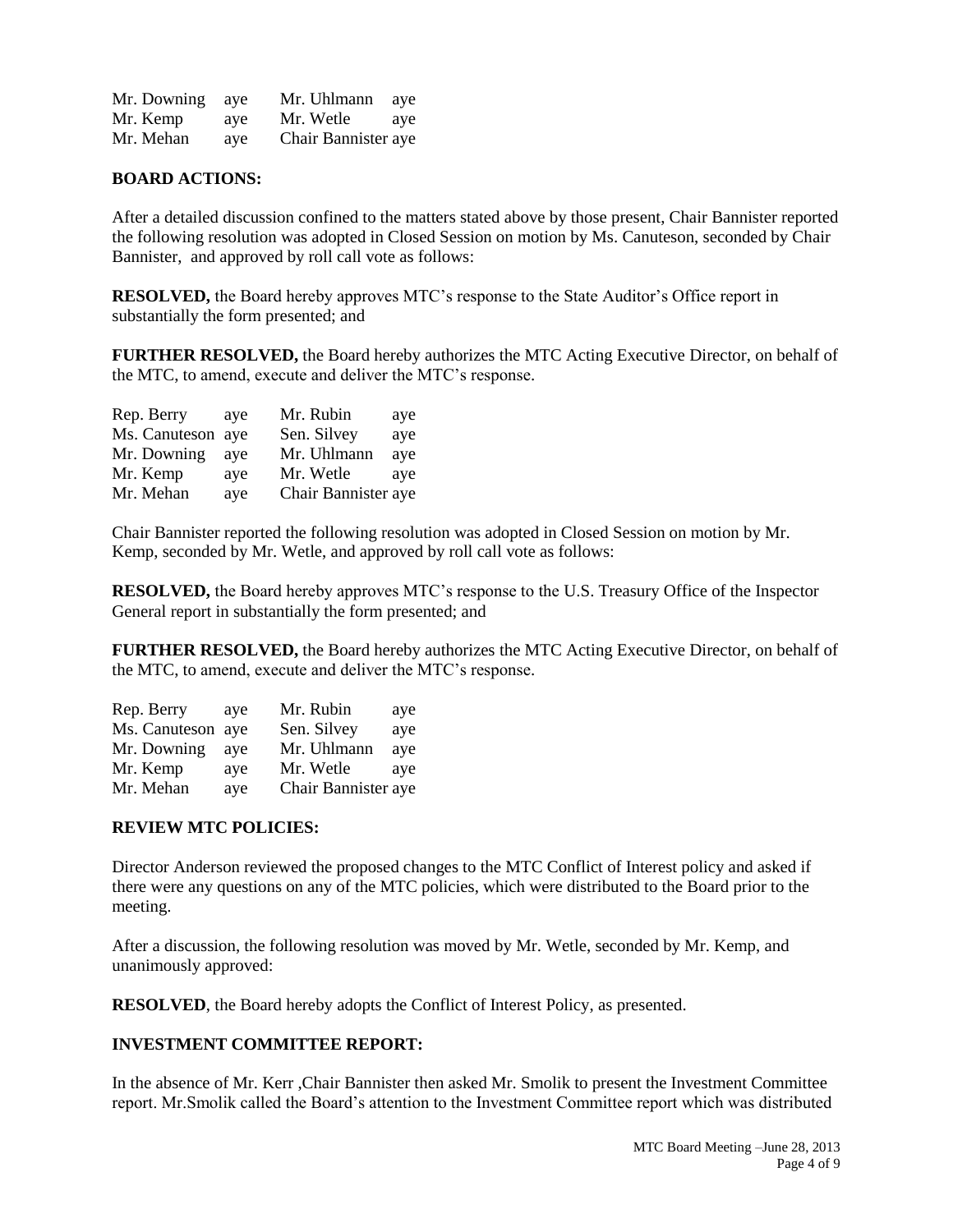| | | | |
|---|---|---|---|
| Mr. Downing | aye | Mr. Uhlmann | aye |
| Mr. Kemp | aye | Mr. Wetle | aye |
| Mr. Mehan | aye | Chair Bannister | aye |

**BOARD ACTIONS:**

After a detailed discussion confined to the matters stated above by those present, Chair Bannister reported the following resolution was adopted in Closed Session on motion by Ms. Canuteson, seconded by Chair Bannister, and approved by roll call vote as follows:

**RESOLVED,** the Board hereby approves MTC's response to the State Auditor's Office report in substantially the form presented; and

**FURTHER RESOLVED,** the Board hereby authorizes the MTC Acting Executive Director, on behalf of the MTC, to amend, execute and deliver the MTC's response.

| | | | |
|---|---|---|---|
| Rep. Berry | aye | Mr. Rubin | aye |
| Ms. Canuteson | aye | Sen. Silvey | aye |
| Mr. Downing | aye | Mr. Uhlmann | aye |
| Mr. Kemp | aye | Mr. Wetle | aye |
| Mr. Mehan | aye | Chair Bannister | aye |

Chair Bannister reported the following resolution was adopted in Closed Session on motion by Mr. Kemp, seconded by Mr. Wetle, and approved by roll call vote as follows:

**RESOLVED,** the Board hereby approves MTC's response to the U.S. Treasury Office of the Inspector General report in substantially the form presented; and

**FURTHER RESOLVED,** the Board hereby authorizes the MTC Acting Executive Director, on behalf of the MTC, to amend, execute and deliver the MTC's response.

| | | | |
|---|---|---|---|
| Rep. Berry | aye | Mr. Rubin | aye |
| Ms. Canuteson | aye | Sen. Silvey | aye |
| Mr. Downing | aye | Mr. Uhlmann | aye |
| Mr. Kemp | aye | Mr. Wetle | aye |
| Mr. Mehan | aye | Chair Bannister | aye |

**REVIEW MTC POLICIES:**

Director Anderson reviewed the proposed changes to the MTC Conflict of Interest policy and asked if there were any questions on any of the MTC policies, which were distributed to the Board prior to the meeting.

After a discussion, the following resolution was moved by Mr. Wetle, seconded by Mr. Kemp, and unanimously approved:

**RESOLVED**, the Board hereby adopts the Conflict of Interest Policy, as presented.

**INVESTMENT COMMITTEE REPORT:**

In the absence of Mr. Kerr ,Chair Bannister then asked Mr. Smolik to present the Investment Committee report. Mr.Smolik called the Board's attention to the Investment Committee report which was distributed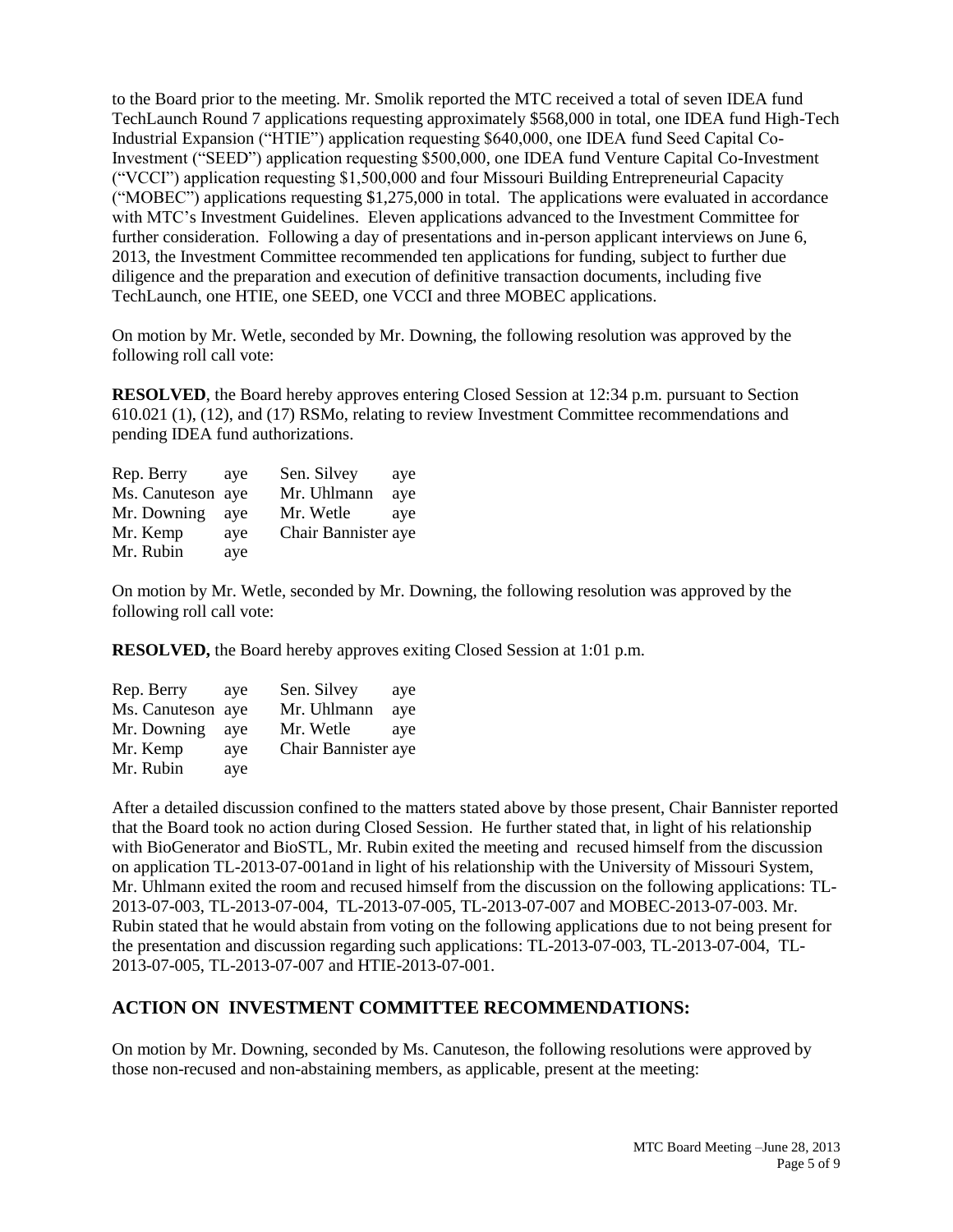to the Board prior to the meeting. Mr. Smolik reported the MTC received a total of seven IDEA fund TechLaunch Round 7 applications requesting approximately $568,000 in total, one IDEA fund High-Tech Industrial Expansion ("HTIE") application requesting $640,000, one IDEA fund Seed Capital Co-Investment ("SEED") application requesting $500,000, one IDEA fund Venture Capital Co-Investment ("VCCI") application requesting $1,500,000 and four Missouri Building Entrepreneurial Capacity ("MOBEC") applications requesting $1,275,000 in total. The applications were evaluated in accordance with MTC's Investment Guidelines. Eleven applications advanced to the Investment Committee for further consideration. Following a day of presentations and in-person applicant interviews on June 6, 2013, the Investment Committee recommended ten applications for funding, subject to further due diligence and the preparation and execution of definitive transaction documents, including five TechLaunch, one HTIE, one SEED, one VCCI and three MOBEC applications.

On motion by Mr. Wetle, seconded by Mr. Downing, the following resolution was approved by the following roll call vote:

**RESOLVED**, the Board hereby approves entering Closed Session at 12:34 p.m. pursuant to Section 610.021 (1), (12), and (17) RSMo, relating to review Investment Committee recommendations and pending IDEA fund authorizations.

| | | | |
|---|---|---|---|
| Rep. Berry | aye | Sen. Silvey | aye |
| Ms. Canuteson | aye | Mr. Uhlmann | aye |
| Mr. Downing | aye | Mr. Wetle | aye |
| Mr. Kemp | aye | Chair Bannister | aye |
| Mr. Rubin | aye | | |

On motion by Mr. Wetle, seconded by Mr. Downing, the following resolution was approved by the following roll call vote:

**RESOLVED,** the Board hereby approves exiting Closed Session at 1:01 p.m.

| | | | |
|---|---|---|---|
| Rep. Berry | aye | Sen. Silvey | aye |
| Ms. Canuteson | aye | Mr. Uhlmann | aye |
| Mr. Downing | aye | Mr. Wetle | aye |
| Mr. Kemp | aye | Chair Bannister | aye |
| Mr. Rubin | aye | | |

After a detailed discussion confined to the matters stated above by those present, Chair Bannister reported that the Board took no action during Closed Session. He further stated that, in light of his relationship with BioGenerator and BioSTL, Mr. Rubin exited the meeting and recused himself from the discussion on application TL-2013-07-001and in light of his relationship with the University of Missouri System, Mr. Uhlmann exited the room and recused himself from the discussion on the following applications: TL-2013-07-003, TL-2013-07-004, TL-2013-07-005, TL-2013-07-007 and MOBEC-2013-07-003. Mr. Rubin stated that he would abstain from voting on the following applications due to not being present for the presentation and discussion regarding such applications: TL-2013-07-003, TL-2013-07-004, TL-2013-07-005, TL-2013-07-007 and HTIE-2013-07-001.

## ACTION ON INVESTMENT COMMITTEE RECOMMENDATIONS:

On motion by Mr. Downing, seconded by Ms. Canuteson, the following resolutions were approved by those non-recused and non-abstaining members, as applicable, present at the meeting: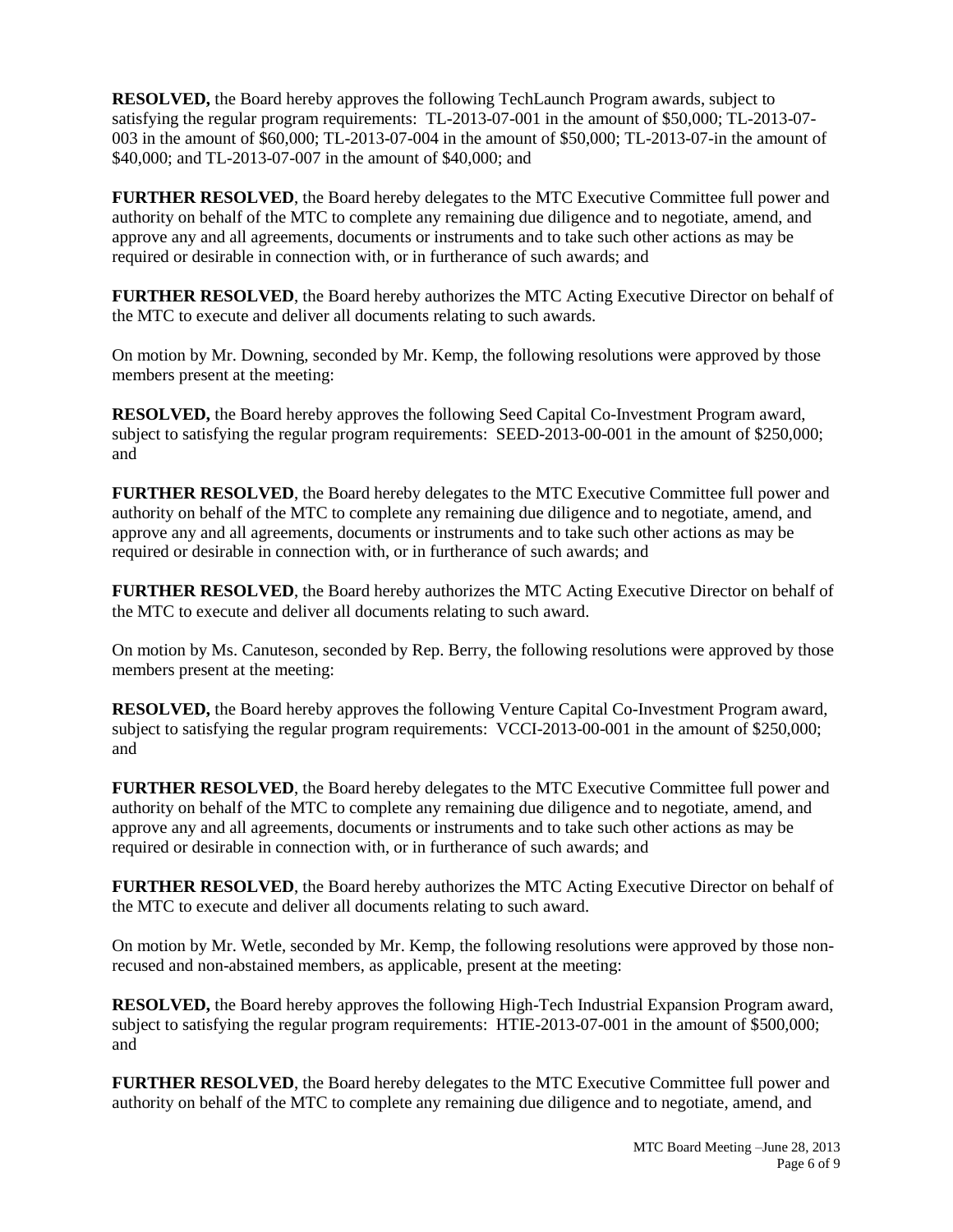**RESOLVED,** the Board hereby approves the following TechLaunch Program awards, subject to satisfying the regular program requirements: TL-2013-07-001 in the amount of $50,000; TL-2013-07-003 in the amount of $60,000; TL-2013-07-004 in the amount of $50,000; TL-2013-07-in the amount of $40,000; and TL-2013-07-007 in the amount of $40,000; and

**FURTHER RESOLVED**, the Board hereby delegates to the MTC Executive Committee full power and authority on behalf of the MTC to complete any remaining due diligence and to negotiate, amend, and approve any and all agreements, documents or instruments and to take such other actions as may be required or desirable in connection with, or in furtherance of such awards; and

**FURTHER RESOLVED**, the Board hereby authorizes the MTC Acting Executive Director on behalf of the MTC to execute and deliver all documents relating to such awards.

On motion by Mr. Downing, seconded by Mr. Kemp, the following resolutions were approved by those members present at the meeting:

**RESOLVED,** the Board hereby approves the following Seed Capital Co-Investment Program award, subject to satisfying the regular program requirements: SEED-2013-00-001 in the amount of $250,000; and

**FURTHER RESOLVED**, the Board hereby delegates to the MTC Executive Committee full power and authority on behalf of the MTC to complete any remaining due diligence and to negotiate, amend, and approve any and all agreements, documents or instruments and to take such other actions as may be required or desirable in connection with, or in furtherance of such awards; and

**FURTHER RESOLVED**, the Board hereby authorizes the MTC Acting Executive Director on behalf of the MTC to execute and deliver all documents relating to such award.

On motion by Ms. Canuteson, seconded by Rep. Berry, the following resolutions were approved by those members present at the meeting:

**RESOLVED,** the Board hereby approves the following Venture Capital Co-Investment Program award, subject to satisfying the regular program requirements: VCCI-2013-00-001 in the amount of $250,000; and

**FURTHER RESOLVED**, the Board hereby delegates to the MTC Executive Committee full power and authority on behalf of the MTC to complete any remaining due diligence and to negotiate, amend, and approve any and all agreements, documents or instruments and to take such other actions as may be required or desirable in connection with, or in furtherance of such awards; and

**FURTHER RESOLVED**, the Board hereby authorizes the MTC Acting Executive Director on behalf of the MTC to execute and deliver all documents relating to such award.

On motion by Mr. Wetle, seconded by Mr. Kemp, the following resolutions were approved by those non-recused and non-abstained members, as applicable, present at the meeting:

**RESOLVED,** the Board hereby approves the following High-Tech Industrial Expansion Program award, subject to satisfying the regular program requirements: HTIE-2013-07-001 in the amount of $500,000; and

**FURTHER RESOLVED**, the Board hereby delegates to the MTC Executive Committee full power and authority on behalf of the MTC to complete any remaining due diligence and to negotiate, amend, and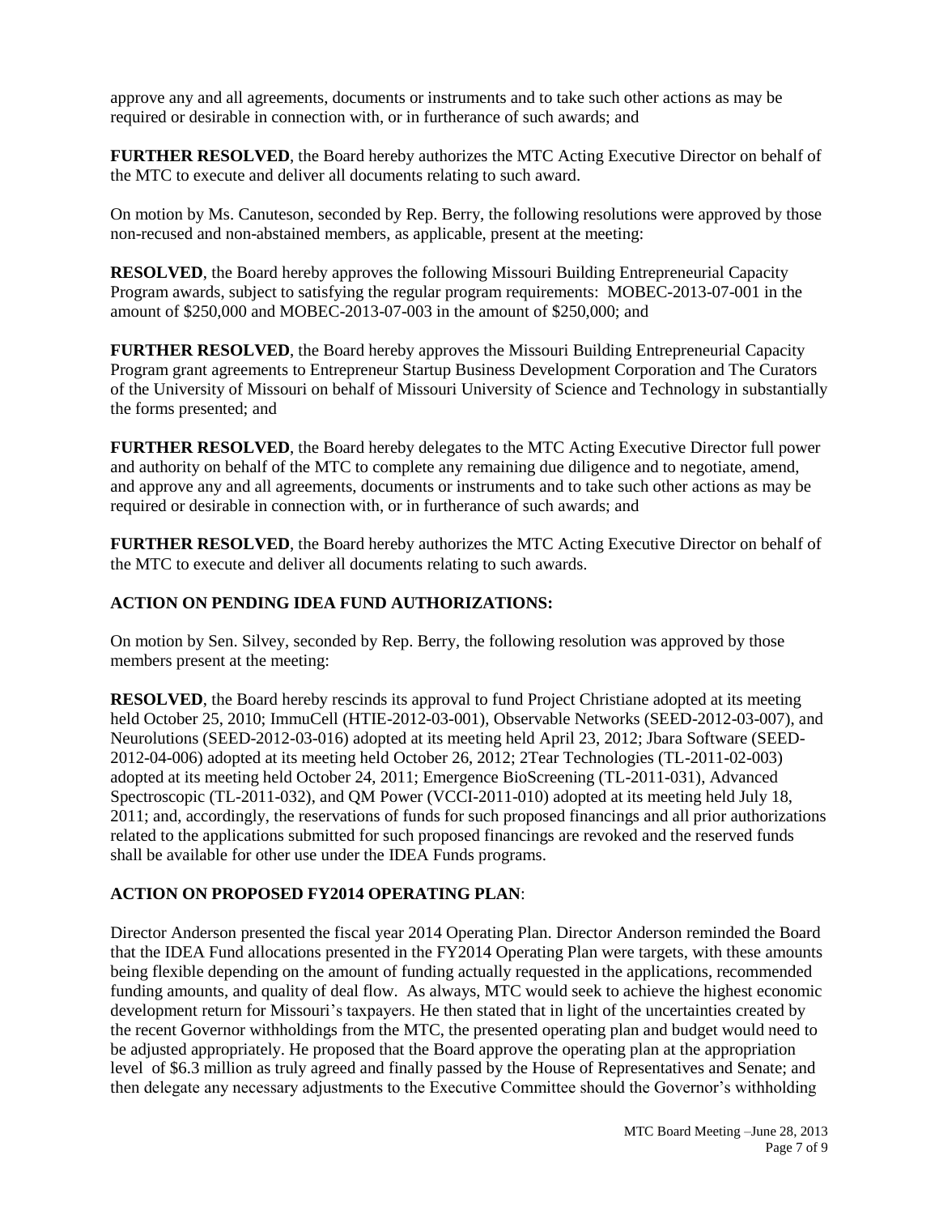approve any and all agreements, documents or instruments and to take such other actions as may be required or desirable in connection with, or in furtherance of such awards; and

**FURTHER RESOLVED**, the Board hereby authorizes the MTC Acting Executive Director on behalf of the MTC to execute and deliver all documents relating to such award.

On motion by Ms. Canuteson, seconded by Rep. Berry, the following resolutions were approved by those non-recused and non-abstained members, as applicable, present at the meeting:

**RESOLVED**, the Board hereby approves the following Missouri Building Entrepreneurial Capacity Program awards, subject to satisfying the regular program requirements: MOBEC-2013-07-001 in the amount of $250,000 and MOBEC-2013-07-003 in the amount of $250,000; and

**FURTHER RESOLVED**, the Board hereby approves the Missouri Building Entrepreneurial Capacity Program grant agreements to Entrepreneur Startup Business Development Corporation and The Curators of the University of Missouri on behalf of Missouri University of Science and Technology in substantially the forms presented; and

**FURTHER RESOLVED**, the Board hereby delegates to the MTC Acting Executive Director full power and authority on behalf of the MTC to complete any remaining due diligence and to negotiate, amend, and approve any and all agreements, documents or instruments and to take such other actions as may be required or desirable in connection with, or in furtherance of such awards; and

**FURTHER RESOLVED**, the Board hereby authorizes the MTC Acting Executive Director on behalf of the MTC to execute and deliver all documents relating to such awards.

**ACTION ON PENDING IDEA FUND AUTHORIZATIONS:**

On motion by Sen. Silvey, seconded by Rep. Berry, the following resolution was approved by those members present at the meeting:

**RESOLVED**, the Board hereby rescinds its approval to fund Project Christiane adopted at its meeting held October 25, 2010; ImmuCell (HTIE-2012-03-001), Observable Networks (SEED-2012-03-007), and Neurolutions (SEED-2012-03-016) adopted at its meeting held April 23, 2012; Jbara Software (SEED-2012-04-006) adopted at its meeting held October 26, 2012; 2Tear Technologies (TL-2011-02-003) adopted at its meeting held October 24, 2011; Emergence BioScreening (TL-2011-031), Advanced Spectroscopic (TL-2011-032), and QM Power (VCCI-2011-010) adopted at its meeting held July 18, 2011; and, accordingly, the reservations of funds for such proposed financings and all prior authorizations related to the applications submitted for such proposed financings are revoked and the reserved funds shall be available for other use under the IDEA Funds programs.

**ACTION ON PROPOSED FY2014 OPERATING PLAN**:

Director Anderson presented the fiscal year 2014 Operating Plan. Director Anderson reminded the Board that the IDEA Fund allocations presented in the FY2014 Operating Plan were targets, with these amounts being flexible depending on the amount of funding actually requested in the applications, recommended funding amounts, and quality of deal flow. As always, MTC would seek to achieve the highest economic development return for Missouri's taxpayers. He then stated that in light of the uncertainties created by the recent Governor withholdings from the MTC, the presented operating plan and budget would need to be adjusted appropriately. He proposed that the Board approve the operating plan at the appropriation level of $6.3 million as truly agreed and finally passed by the House of Representatives and Senate; and then delegate any necessary adjustments to the Executive Committee should the Governor's withholding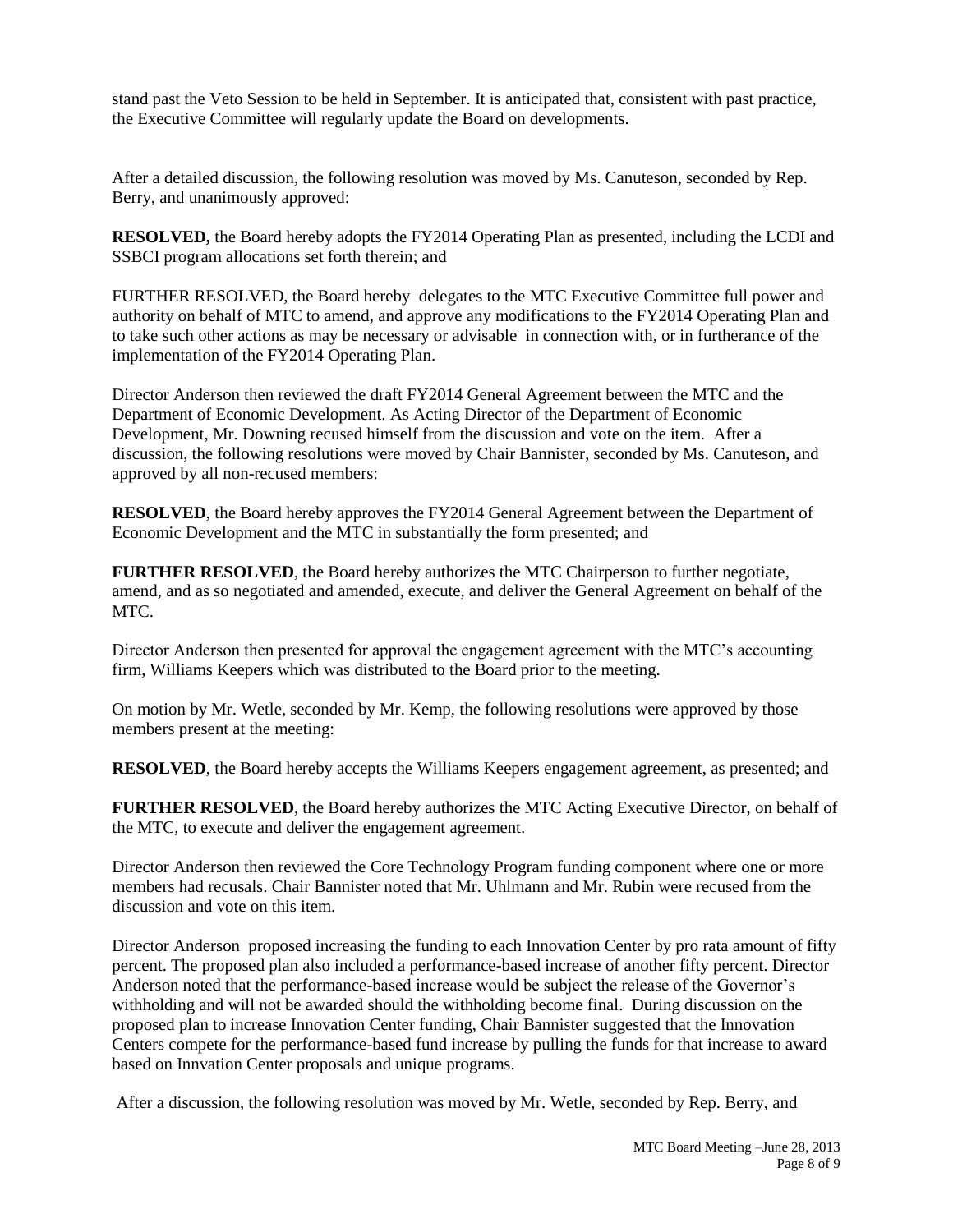stand past the Veto Session to be held in September. It is anticipated that, consistent with past practice, the Executive Committee will regularly update the Board on developments.

After a detailed discussion, the following resolution was moved by Ms. Canuteson, seconded by Rep. Berry, and unanimously approved:

**RESOLVED,** the Board hereby adopts the FY2014 Operating Plan as presented, including the LCDI and SSBCI program allocations set forth therein; and

FURTHER RESOLVED, the Board hereby delegates to the MTC Executive Committee full power and authority on behalf of MTC to amend, and approve any modifications to the FY2014 Operating Plan and to take such other actions as may be necessary or advisable in connection with, or in furtherance of the implementation of the FY2014 Operating Plan.

Director Anderson then reviewed the draft FY2014 General Agreement between the MTC and the Department of Economic Development. As Acting Director of the Department of Economic Development, Mr. Downing recused himself from the discussion and vote on the item. After a discussion, the following resolutions were moved by Chair Bannister, seconded by Ms. Canuteson, and approved by all non-recused members:

**RESOLVED**, the Board hereby approves the FY2014 General Agreement between the Department of Economic Development and the MTC in substantially the form presented; and

**FURTHER RESOLVED**, the Board hereby authorizes the MTC Chairperson to further negotiate, amend, and as so negotiated and amended, execute, and deliver the General Agreement on behalf of the MTC.

Director Anderson then presented for approval the engagement agreement with the MTC's accounting firm, Williams Keepers which was distributed to the Board prior to the meeting.

On motion by Mr. Wetle, seconded by Mr. Kemp, the following resolutions were approved by those members present at the meeting:

**RESOLVED**, the Board hereby accepts the Williams Keepers engagement agreement, as presented; and

**FURTHER RESOLVED**, the Board hereby authorizes the MTC Acting Executive Director, on behalf of the MTC, to execute and deliver the engagement agreement.

Director Anderson then reviewed the Core Technology Program funding component where one or more members had recusals. Chair Bannister noted that Mr. Uhlmann and Mr. Rubin were recused from the discussion and vote on this item.

Director Anderson proposed increasing the funding to each Innovation Center by pro rata amount of fifty percent. The proposed plan also included a performance-based increase of another fifty percent. Director Anderson noted that the performance-based increase would be subject the release of the Governor's withholding and will not be awarded should the withholding become final. During discussion on the proposed plan to increase Innovation Center funding, Chair Bannister suggested that the Innovation Centers compete for the performance-based fund increase by pulling the funds for that increase to award based on Innvation Center proposals and unique programs.

After a discussion, the following resolution was moved by Mr. Wetle, seconded by Rep. Berry, and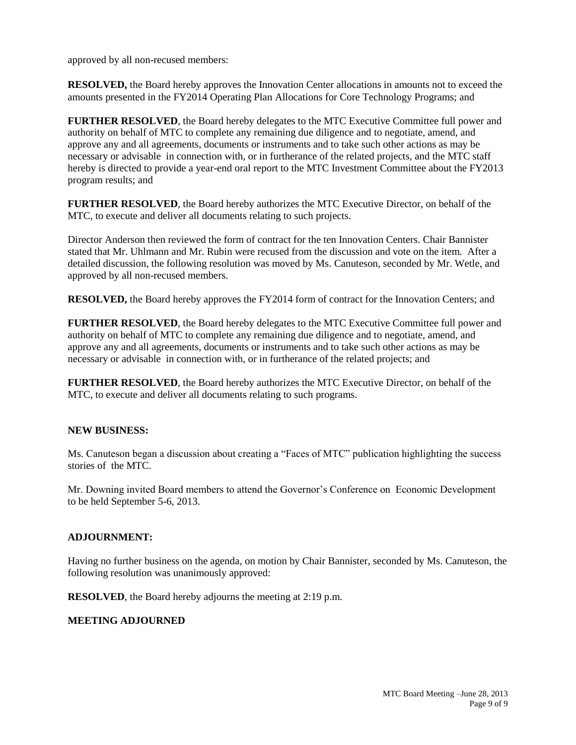approved by all non-recused members:

**RESOLVED,** the Board hereby approves the Innovation Center allocations in amounts not to exceed the amounts presented in the FY2014 Operating Plan Allocations for Core Technology Programs; and

**FURTHER RESOLVED**, the Board hereby delegates to the MTC Executive Committee full power and authority on behalf of MTC to complete any remaining due diligence and to negotiate, amend, and approve any and all agreements, documents or instruments and to take such other actions as may be necessary or advisable in connection with, or in furtherance of the related projects, and the MTC staff hereby is directed to provide a year-end oral report to the MTC Investment Committee about the FY2013 program results; and

**FURTHER RESOLVED**, the Board hereby authorizes the MTC Executive Director, on behalf of the MTC, to execute and deliver all documents relating to such projects.

Director Anderson then reviewed the form of contract for the ten Innovation Centers. Chair Bannister stated that Mr. Uhlmann and Mr. Rubin were recused from the discussion and vote on the item. After a detailed discussion, the following resolution was moved by Ms. Canuteson, seconded by Mr. Wetle, and approved by all non-recused members.

**RESOLVED,** the Board hereby approves the FY2014 form of contract for the Innovation Centers; and

**FURTHER RESOLVED**, the Board hereby delegates to the MTC Executive Committee full power and authority on behalf of MTC to complete any remaining due diligence and to negotiate, amend, and approve any and all agreements, documents or instruments and to take such other actions as may be necessary or advisable in connection with, or in furtherance of the related projects; and

**FURTHER RESOLVED**, the Board hereby authorizes the MTC Executive Director, on behalf of the MTC, to execute and deliver all documents relating to such programs.

**NEW BUSINESS:**

Ms. Canuteson began a discussion about creating a "Faces of MTC" publication highlighting the success stories of the MTC.

Mr. Downing invited Board members to attend the Governor's Conference on Economic Development to be held September 5-6, 2013.

**ADJOURNMENT:**

Having no further business on the agenda, on motion by Chair Bannister, seconded by Ms. Canuteson, the following resolution was unanimously approved:

**RESOLVED**, the Board hereby adjourns the meeting at 2:19 p.m.

**MEETING ADJOURNED**